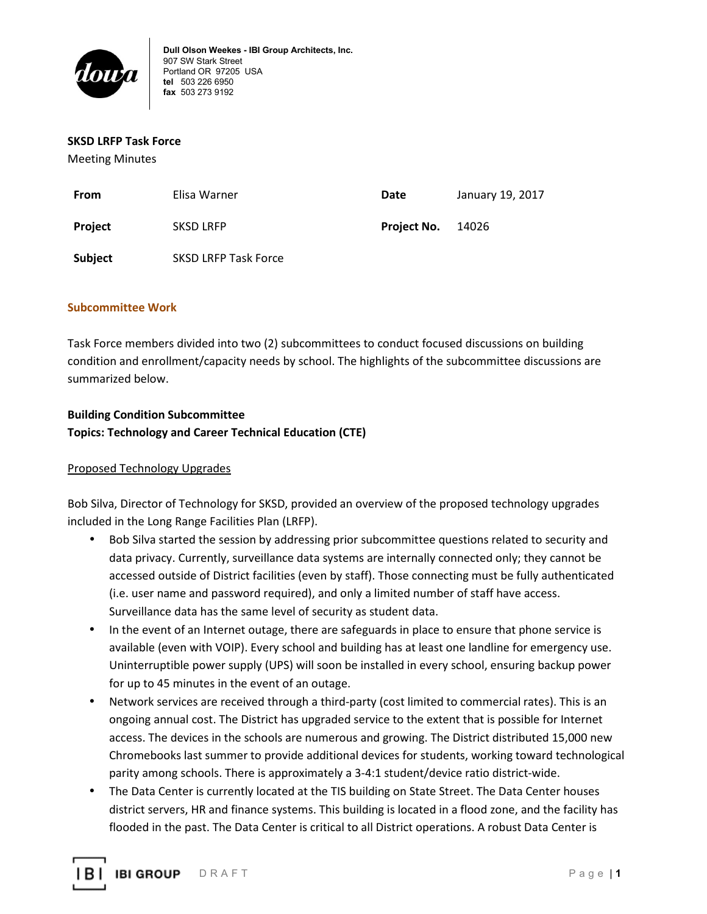Dull Olson Weekes - IBI Group Architects, Inc.
907 SW Stark Street
Portland OR 97205 USA
**tel** 503 226 6950
**fax** 503 273 9192

**SKSD LRFP Task Force**
Meeting Minutes

| | | | |
|---|---|---|---|
| **From** | Elisa Warner | **Date** | January 19, 2017 |
| **Project** | SKSD LRFP | **Project No.** | 14026 |
| **Subject** | SKSD LRFP Task Force | | |

## Subcommittee Work

Task Force members divided into two (2) subcommittees to conduct focused discussions on building condition and enrollment/capacity needs by school. The highlights of the subcommittee discussions are summarized below.

**Building Condition Subcommittee**
**Topics: Technology and Career Technical Education (CTE)**

Proposed Technology Upgrades

Bob Silva, Director of Technology for SKSD, provided an overview of the proposed technology upgrades included in the Long Range Facilities Plan (LRFP).

- Bob Silva started the session by addressing prior subcommittee questions related to security and data privacy. Currently, surveillance data systems are internally connected only; they cannot be accessed outside of District facilities (even by staff). Those connecting must be fully authenticated (i.e. user name and password required), and only a limited number of staff have access. Surveillance data has the same level of security as student data.
- In the event of an Internet outage, there are safeguards in place to ensure that phone service is available (even with VOIP). Every school and building has at least one landline for emergency use. Uninterruptible power supply (UPS) will soon be installed in every school, ensuring backup power for up to 45 minutes in the event of an outage.
- Network services are received through a third-party (cost limited to commercial rates). This is an ongoing annual cost. The District has upgraded service to the extent that is possible for Internet access. The devices in the schools are numerous and growing. The District distributed 15,000 new Chromebooks last summer to provide additional devices for students, working toward technological parity among schools. There is approximately a 3-4:1 student/device ratio district-wide.
- The Data Center is currently located at the TIS building on State Street. The Data Center houses district servers, HR and finance systems. This building is located in a flood zone, and the facility has flooded in the past. The Data Center is critical to all District operations. A robust Data Center is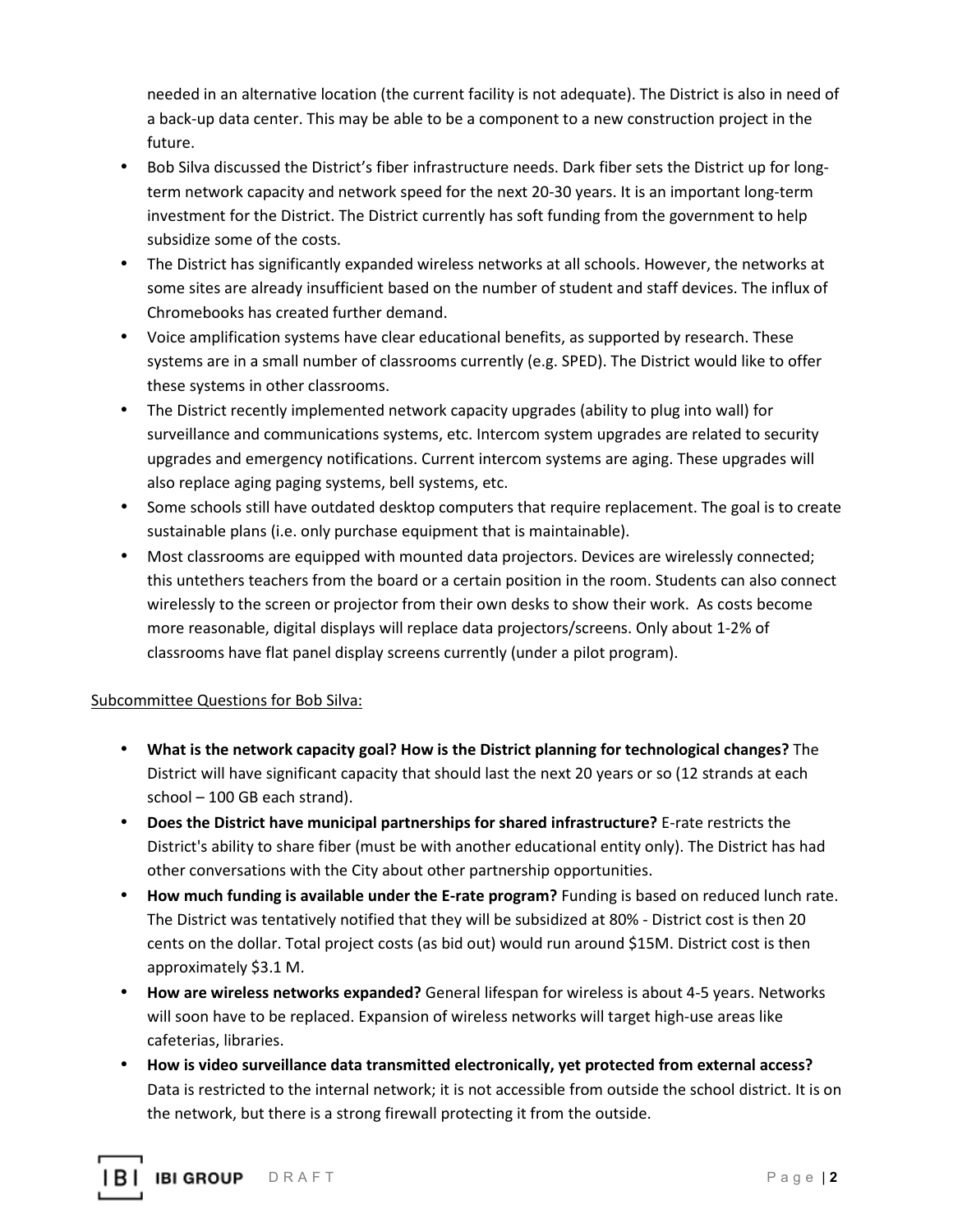needed in an alternative location (the current facility is not adequate). The District is also in need of a back-up data center. This may be able to be a component to a new construction project in the future.

- Bob Silva discussed the District's fiber infrastructure needs. Dark fiber sets the District up for long-term network capacity and network speed for the next 20-30 years. It is an important long-term investment for the District. The District currently has soft funding from the government to help subsidize some of the costs.
- The District has significantly expanded wireless networks at all schools. However, the networks at some sites are already insufficient based on the number of student and staff devices. The influx of Chromebooks has created further demand.
- Voice amplification systems have clear educational benefits, as supported by research. These systems are in a small number of classrooms currently (e.g. SPED). The District would like to offer these systems in other classrooms.
- The District recently implemented network capacity upgrades (ability to plug into wall) for surveillance and communications systems, etc. Intercom system upgrades are related to security upgrades and emergency notifications. Current intercom systems are aging. These upgrades will also replace aging paging systems, bell systems, etc.
- Some schools still have outdated desktop computers that require replacement. The goal is to create sustainable plans (i.e. only purchase equipment that is maintainable).
- Most classrooms are equipped with mounted data projectors. Devices are wirelessly connected; this untethers teachers from the board or a certain position in the room. Students can also connect wirelessly to the screen or projector from their own desks to show their work. As costs become more reasonable, digital displays will replace data projectors/screens. Only about 1-2% of classrooms have flat panel display screens currently (under a pilot program).

Subcommittee Questions for Bob Silva:

- **What is the network capacity goal? How is the District planning for technological changes?** The District will have significant capacity that should last the next 20 years or so (12 strands at each school – 100 GB each strand).
- **Does the District have municipal partnerships for shared infrastructure?** E-rate restricts the District's ability to share fiber (must be with another educational entity only). The District has had other conversations with the City about other partnership opportunities.
- **How much funding is available under the E-rate program?** Funding is based on reduced lunch rate. The District was tentatively notified that they will be subsidized at 80% - District cost is then 20 cents on the dollar. Total project costs (as bid out) would run around $15M. District cost is then approximately $3.1 M.
- **How are wireless networks expanded?** General lifespan for wireless is about 4-5 years. Networks will soon have to be replaced. Expansion of wireless networks will target high-use areas like cafeterias, libraries.
- **How is video surveillance data transmitted electronically, yet protected from external access?** Data is restricted to the internal network; it is not accessible from outside the school district. It is on the network, but there is a strong firewall protecting it from the outside.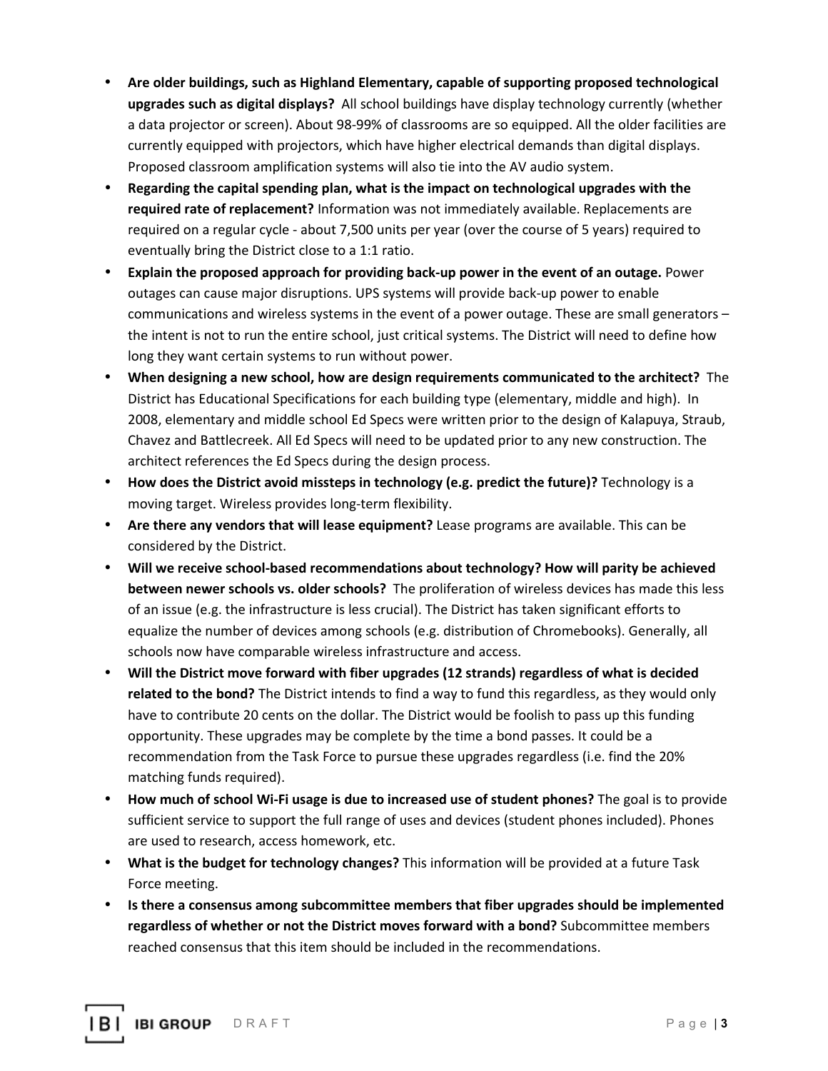- **Are older buildings, such as Highland Elementary, capable of supporting proposed technological upgrades such as digital displays?** All school buildings have display technology currently (whether a data projector or screen). About 98-99% of classrooms are so equipped. All the older facilities are currently equipped with projectors, which have higher electrical demands than digital displays. Proposed classroom amplification systems will also tie into the AV audio system.
- **Regarding the capital spending plan, what is the impact on technological upgrades with the required rate of replacement?** Information was not immediately available. Replacements are required on a regular cycle - about 7,500 units per year (over the course of 5 years) required to eventually bring the District close to a 1:1 ratio.
- **Explain the proposed approach for providing back-up power in the event of an outage.** Power outages can cause major disruptions. UPS systems will provide back-up power to enable communications and wireless systems in the event of a power outage. These are small generators – the intent is not to run the entire school, just critical systems. The District will need to define how long they want certain systems to run without power.
- **When designing a new school, how are design requirements communicated to the architect?** The District has Educational Specifications for each building type (elementary, middle and high). In 2008, elementary and middle school Ed Specs were written prior to the design of Kalapuya, Straub, Chavez and Battlecreek. All Ed Specs will need to be updated prior to any new construction. The architect references the Ed Specs during the design process.
- **How does the District avoid missteps in technology (e.g. predict the future)?** Technology is a moving target. Wireless provides long-term flexibility.
- **Are there any vendors that will lease equipment?** Lease programs are available. This can be considered by the District.
- **Will we receive school-based recommendations about technology? How will parity be achieved between newer schools vs. older schools?** The proliferation of wireless devices has made this less of an issue (e.g. the infrastructure is less crucial). The District has taken significant efforts to equalize the number of devices among schools (e.g. distribution of Chromebooks). Generally, all schools now have comparable wireless infrastructure and access.
- **Will the District move forward with fiber upgrades (12 strands) regardless of what is decided related to the bond?** The District intends to find a way to fund this regardless, as they would only have to contribute 20 cents on the dollar. The District would be foolish to pass up this funding opportunity. These upgrades may be complete by the time a bond passes. It could be a recommendation from the Task Force to pursue these upgrades regardless (i.e. find the 20% matching funds required).
- **How much of school Wi-Fi usage is due to increased use of student phones?** The goal is to provide sufficient service to support the full range of uses and devices (student phones included). Phones are used to research, access homework, etc.
- **What is the budget for technology changes?** This information will be provided at a future Task Force meeting.
- **Is there a consensus among subcommittee members that fiber upgrades should be implemented regardless of whether or not the District moves forward with a bond?** Subcommittee members reached consensus that this item should be included in the recommendations.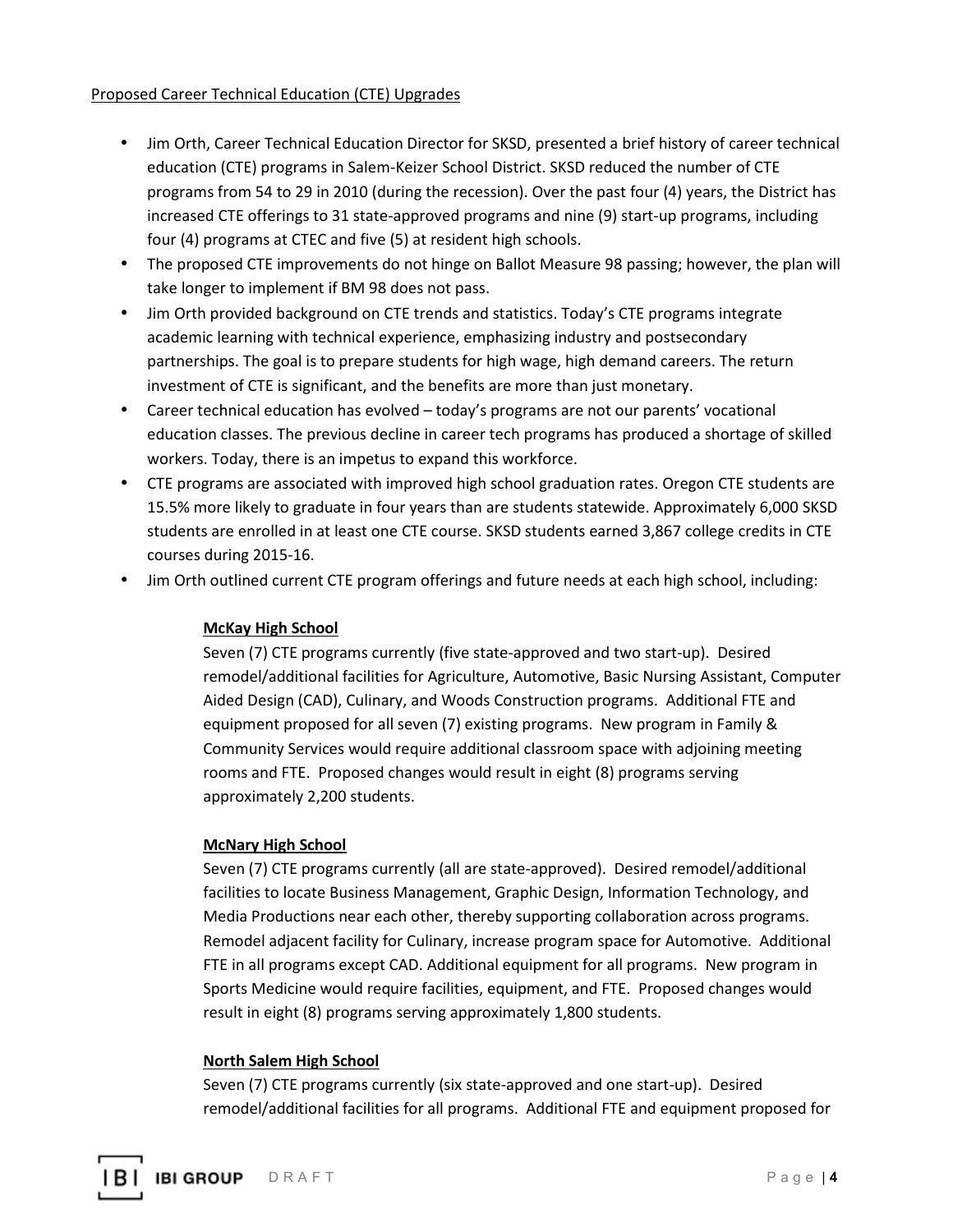Proposed Career Technical Education (CTE) Upgrades

- Jim Orth, Career Technical Education Director for SKSD, presented a brief history of career technical education (CTE) programs in Salem-Keizer School District. SKSD reduced the number of CTE programs from 54 to 29 in 2010 (during the recession). Over the past four (4) years, the District has increased CTE offerings to 31 state-approved programs and nine (9) start-up programs, including four (4) programs at CTEC and five (5) at resident high schools.
- The proposed CTE improvements do not hinge on Ballot Measure 98 passing; however, the plan will take longer to implement if BM 98 does not pass.
- Jim Orth provided background on CTE trends and statistics. Today's CTE programs integrate academic learning with technical experience, emphasizing industry and postsecondary partnerships. The goal is to prepare students for high wage, high demand careers. The return investment of CTE is significant, and the benefits are more than just monetary.
- Career technical education has evolved – today's programs are not our parents' vocational education classes. The previous decline in career tech programs has produced a shortage of skilled workers. Today, there is an impetus to expand this workforce.
- CTE programs are associated with improved high school graduation rates. Oregon CTE students are 15.5% more likely to graduate in four years than are students statewide. Approximately 6,000 SKSD students are enrolled in at least one CTE course. SKSD students earned 3,867 college credits in CTE courses during 2015-16.
- Jim Orth outlined current CTE program offerings and future needs at each high school, including:

  **McKay High School**
  Seven (7) CTE programs currently (five state-approved and two start-up). Desired remodel/additional facilities for Agriculture, Automotive, Basic Nursing Assistant, Computer Aided Design (CAD), Culinary, and Woods Construction programs. Additional FTE and equipment proposed for all seven (7) existing programs. New program in Family & Community Services would require additional classroom space with adjoining meeting rooms and FTE. Proposed changes would result in eight (8) programs serving approximately 2,200 students.

  **McNary High School**
  Seven (7) CTE programs currently (all are state-approved). Desired remodel/additional facilities to locate Business Management, Graphic Design, Information Technology, and Media Productions near each other, thereby supporting collaboration across programs. Remodel adjacent facility for Culinary, increase program space for Automotive. Additional FTE in all programs except CAD. Additional equipment for all programs. New program in Sports Medicine would require facilities, equipment, and FTE. Proposed changes would result in eight (8) programs serving approximately 1,800 students.

  **North Salem High School**
  Seven (7) CTE programs currently (six state-approved and one start-up). Desired remodel/additional facilities for all programs. Additional FTE and equipment proposed for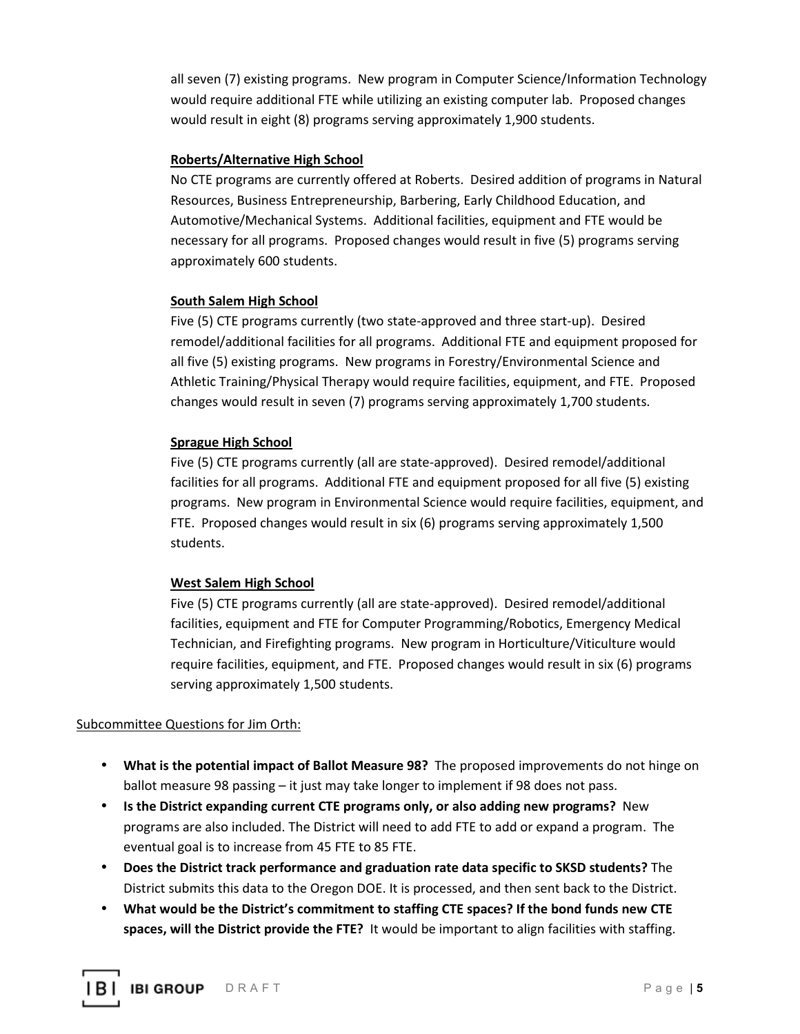all seven (7) existing programs. New program in Computer Science/Information Technology would require additional FTE while utilizing an existing computer lab. Proposed changes would result in eight (8) programs serving approximately 1,900 students.

**Roberts/Alternative High School**

No CTE programs are currently offered at Roberts. Desired addition of programs in Natural Resources, Business Entrepreneurship, Barbering, Early Childhood Education, and Automotive/Mechanical Systems. Additional facilities, equipment and FTE would be necessary for all programs. Proposed changes would result in five (5) programs serving approximately 600 students.

**South Salem High School**

Five (5) CTE programs currently (two state-approved and three start-up). Desired remodel/additional facilities for all programs. Additional FTE and equipment proposed for all five (5) existing programs. New programs in Forestry/Environmental Science and Athletic Training/Physical Therapy would require facilities, equipment, and FTE. Proposed changes would result in seven (7) programs serving approximately 1,700 students.

**Sprague High School**

Five (5) CTE programs currently (all are state-approved). Desired remodel/additional facilities for all programs. Additional FTE and equipment proposed for all five (5) existing programs. New program in Environmental Science would require facilities, equipment, and FTE. Proposed changes would result in six (6) programs serving approximately 1,500 students.

**West Salem High School**

Five (5) CTE programs currently (all are state-approved). Desired remodel/additional facilities, equipment and FTE for Computer Programming/Robotics, Emergency Medical Technician, and Firefighting programs. New program in Horticulture/Viticulture would require facilities, equipment, and FTE. Proposed changes would result in six (6) programs serving approximately 1,500 students.

Subcommittee Questions for Jim Orth:

- **What is the potential impact of Ballot Measure 98?** The proposed improvements do not hinge on ballot measure 98 passing – it just may take longer to implement if 98 does not pass.
- **Is the District expanding current CTE programs only, or also adding new programs?** New programs are also included. The District will need to add FTE to add or expand a program. The eventual goal is to increase from 45 FTE to 85 FTE.
- **Does the District track performance and graduation rate data specific to SKSD students?** The District submits this data to the Oregon DOE. It is processed, and then sent back to the District.
- **What would be the District's commitment to staffing CTE spaces? If the bond funds new CTE spaces, will the District provide the FTE?** It would be important to align facilities with staffing.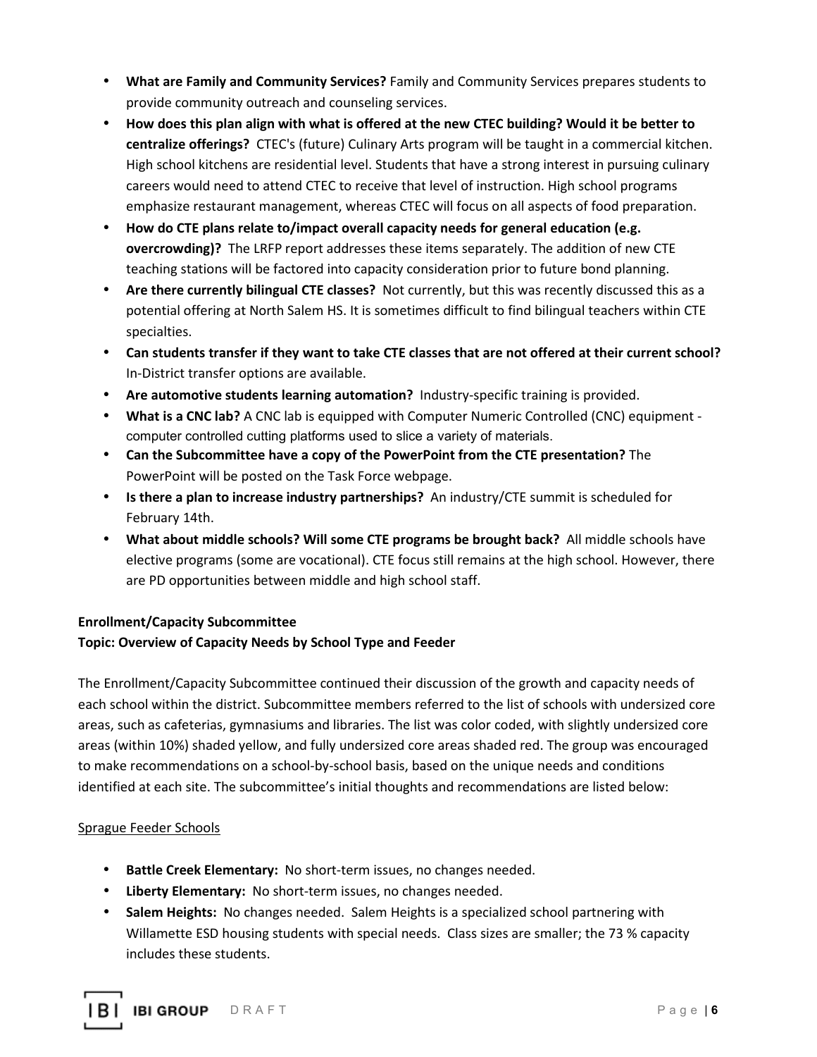- **What are Family and Community Services?** Family and Community Services prepares students to provide community outreach and counseling services.
- **How does this plan align with what is offered at the new CTEC building? Would it be better to centralize offerings?** CTEC's (future) Culinary Arts program will be taught in a commercial kitchen. High school kitchens are residential level. Students that have a strong interest in pursuing culinary careers would need to attend CTEC to receive that level of instruction. High school programs emphasize restaurant management, whereas CTEC will focus on all aspects of food preparation.
- **How do CTE plans relate to/impact overall capacity needs for general education (e.g. overcrowding)?** The LRFP report addresses these items separately. The addition of new CTE teaching stations will be factored into capacity consideration prior to future bond planning.
- **Are there currently bilingual CTE classes?** Not currently, but this was recently discussed this as a potential offering at North Salem HS. It is sometimes difficult to find bilingual teachers within CTE specialties.
- **Can students transfer if they want to take CTE classes that are not offered at their current school?** In-District transfer options are available.
- **Are automotive students learning automation?** Industry-specific training is provided.
- **What is a CNC lab?** A CNC lab is equipped with Computer Numeric Controlled (CNC) equipment - computer controlled cutting platforms used to slice a variety of materials.
- **Can the Subcommittee have a copy of the PowerPoint from the CTE presentation?** The PowerPoint will be posted on the Task Force webpage.
- **Is there a plan to increase industry partnerships?** An industry/CTE summit is scheduled for February 14th.
- **What about middle schools? Will some CTE programs be brought back?** All middle schools have elective programs (some are vocational). CTE focus still remains at the high school. However, there are PD opportunities between middle and high school staff.

**Enrollment/Capacity Subcommittee**
**Topic: Overview of Capacity Needs by School Type and Feeder**

The Enrollment/Capacity Subcommittee continued their discussion of the growth and capacity needs of each school within the district. Subcommittee members referred to the list of schools with undersized core areas, such as cafeterias, gymnasiums and libraries. The list was color coded, with slightly undersized core areas (within 10%) shaded yellow, and fully undersized core areas shaded red. The group was encouraged to make recommendations on a school-by-school basis, based on the unique needs and conditions identified at each site. The subcommittee's initial thoughts and recommendations are listed below:

Sprague Feeder Schools

- **Battle Creek Elementary:** No short-term issues, no changes needed.
- **Liberty Elementary:** No short-term issues, no changes needed.
- **Salem Heights:** No changes needed. Salem Heights is a specialized school partnering with Willamette ESD housing students with special needs. Class sizes are smaller; the 73 % capacity includes these students.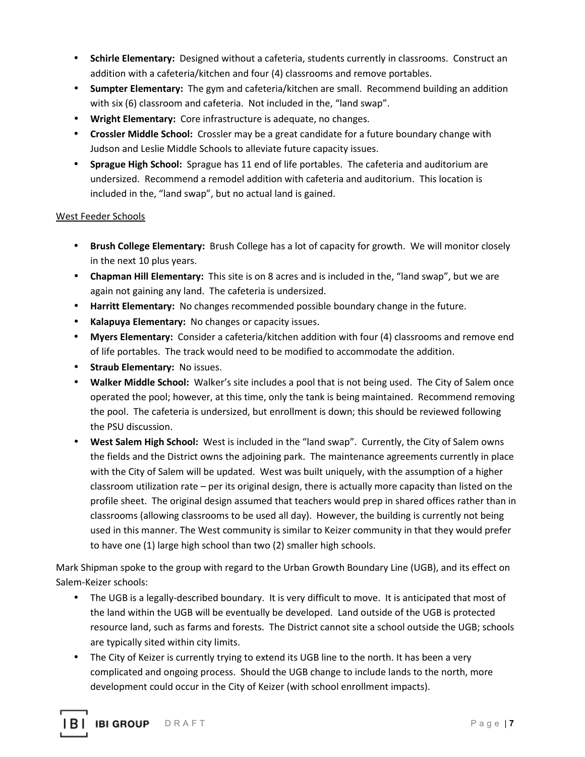- **Schirle Elementary:** Designed without a cafeteria, students currently in classrooms. Construct an addition with a cafeteria/kitchen and four (4) classrooms and remove portables.
- **Sumpter Elementary:** The gym and cafeteria/kitchen are small. Recommend building an addition with six (6) classroom and cafeteria. Not included in the, "land swap".
- **Wright Elementary:** Core infrastructure is adequate, no changes.
- **Crossler Middle School:** Crossler may be a great candidate for a future boundary change with Judson and Leslie Middle Schools to alleviate future capacity issues.
- **Sprague High School:** Sprague has 11 end of life portables. The cafeteria and auditorium are undersized. Recommend a remodel addition with cafeteria and auditorium. This location is included in the, "land swap", but no actual land is gained.

<u>West Feeder Schools</u>

- **Brush College Elementary:** Brush College has a lot of capacity for growth. We will monitor closely in the next 10 plus years.
- **Chapman Hill Elementary:** This site is on 8 acres and is included in the, "land swap", but we are again not gaining any land. The cafeteria is undersized.
- **Harritt Elementary:** No changes recommended possible boundary change in the future.
- **Kalapuya Elementary:** No changes or capacity issues.
- **Myers Elementary:** Consider a cafeteria/kitchen addition with four (4) classrooms and remove end of life portables. The track would need to be modified to accommodate the addition.
- **Straub Elementary:** No issues.
- **Walker Middle School:** Walker's site includes a pool that is not being used. The City of Salem once operated the pool; however, at this time, only the tank is being maintained. Recommend removing the pool. The cafeteria is undersized, but enrollment is down; this should be reviewed following the PSU discussion.
- **West Salem High School:** West is included in the "land swap". Currently, the City of Salem owns the fields and the District owns the adjoining park. The maintenance agreements currently in place with the City of Salem will be updated. West was built uniquely, with the assumption of a higher classroom utilization rate – per its original design, there is actually more capacity than listed on the profile sheet. The original design assumed that teachers would prep in shared offices rather than in classrooms (allowing classrooms to be used all day). However, the building is currently not being used in this manner. The West community is similar to Keizer community in that they would prefer to have one (1) large high school than two (2) smaller high schools.

Mark Shipman spoke to the group with regard to the Urban Growth Boundary Line (UGB), and its effect on Salem-Keizer schools:

- The UGB is a legally-described boundary. It is very difficult to move. It is anticipated that most of the land within the UGB will be eventually be developed. Land outside of the UGB is protected resource land, such as farms and forests. The District cannot site a school outside the UGB; schools are typically sited within city limits.
- The City of Keizer is currently trying to extend its UGB line to the north. It has been a very complicated and ongoing process. Should the UGB change to include lands to the north, more development could occur in the City of Keizer (with school enrollment impacts).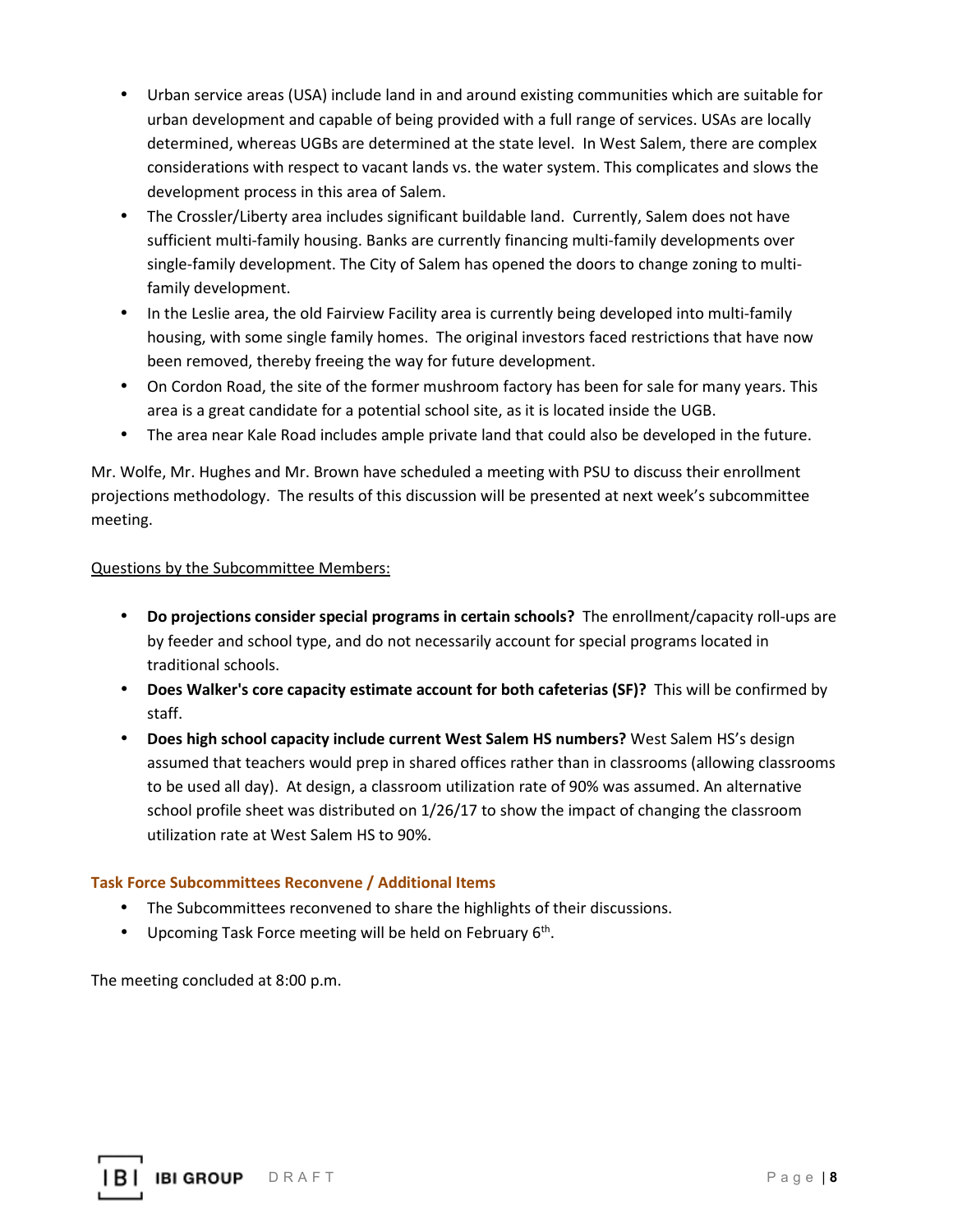- Urban service areas (USA) include land in and around existing communities which are suitable for urban development and capable of being provided with a full range of services. USAs are locally determined, whereas UGBs are determined at the state level. In West Salem, there are complex considerations with respect to vacant lands vs. the water system. This complicates and slows the development process in this area of Salem.
- The Crossler/Liberty area includes significant buildable land. Currently, Salem does not have sufficient multi-family housing. Banks are currently financing multi-family developments over single-family development. The City of Salem has opened the doors to change zoning to multi-family development.
- In the Leslie area, the old Fairview Facility area is currently being developed into multi-family housing, with some single family homes. The original investors faced restrictions that have now been removed, thereby freeing the way for future development.
- On Cordon Road, the site of the former mushroom factory has been for sale for many years. This area is a great candidate for a potential school site, as it is located inside the UGB.
- The area near Kale Road includes ample private land that could also be developed in the future.

Mr. Wolfe, Mr. Hughes and Mr. Brown have scheduled a meeting with PSU to discuss their enrollment projections methodology. The results of this discussion will be presented at next week's subcommittee meeting.

<u>Questions by the Subcommittee Members:</u>

- **Do projections consider special programs in certain schools?** The enrollment/capacity roll-ups are by feeder and school type, and do not necessarily account for special programs located in traditional schools.
- **Does Walker's core capacity estimate account for both cafeterias (SF)?** This will be confirmed by staff.
- **Does high school capacity include current West Salem HS numbers?** West Salem HS's design assumed that teachers would prep in shared offices rather than in classrooms (allowing classrooms to be used all day). At design, a classroom utilization rate of 90% was assumed. An alternative school profile sheet was distributed on 1/26/17 to show the impact of changing the classroom utilization rate at West Salem HS to 90%.

### Task Force Subcommittees Reconvene / Additional Items

- The Subcommittees reconvened to share the highlights of their discussions.
- Upcoming Task Force meeting will be held on February 6th.

The meeting concluded at 8:00 p.m.